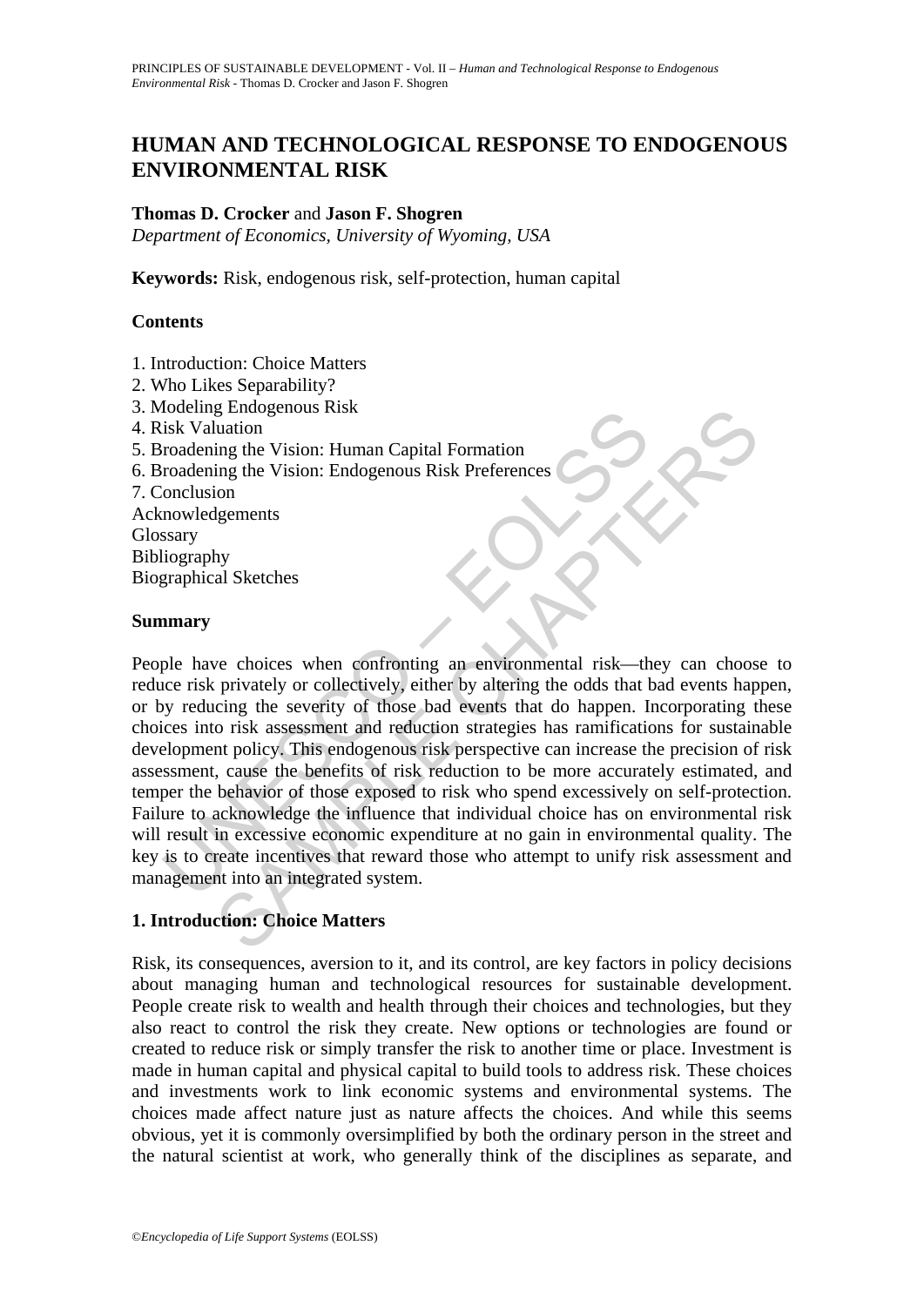# HUMAN AND TECHNOLOGICAL RESPONSE TO ENDOGENOUS ENVIRONMENTAL RISK

**Thomas D. Crocker** and **Jason F. Shogren**

*Department of Economics, University of Wyoming, USA*

**Keywords:** Risk, endogenous risk, self-protection, human capital

## Contents

1. Introduction: Choice Matters
2. Who Likes Separability?
3. Modeling Endogenous Risk
4. Risk Valuation
5. Broadening the Vision: Human Capital Formation
6. Broadening the Vision: Endogenous Risk Preferences
7. Conclusion

Acknowledgements
Glossary
Bibliography
Biographical Sketches

## Summary

People have choices when confronting an environmental risk—they can choose to reduce risk privately or collectively, either by altering the odds that bad events happen, or by reducing the severity of those bad events that do happen. Incorporating these choices into risk assessment and reduction strategies has ramifications for sustainable development policy. This endogenous risk perspective can increase the precision of risk assessment, cause the benefits of risk reduction to be more accurately estimated, and temper the behavior of those exposed to risk who spend excessively on self-protection. Failure to acknowledge the influence that individual choice has on environmental risk will result in excessive economic expenditure at no gain in environmental quality. The key is to create incentives that reward those who attempt to unify risk assessment and management into an integrated system.

## 1. Introduction: Choice Matters

Risk, its consequences, aversion to it, and its control, are key factors in policy decisions about managing human and technological resources for sustainable development. People create risk to wealth and health through their choices and technologies, but they also react to control the risk they create. New options or technologies are found or created to reduce risk or simply transfer the risk to another time or place. Investment is made in human capital and physical capital to build tools to address risk. These choices and investments work to link economic systems and environmental systems. The choices made affect nature just as nature affects the choices. And while this seems obvious, yet it is commonly oversimplified by both the ordinary person in the street and the natural scientist at work, who generally think of the disciplines as separate, and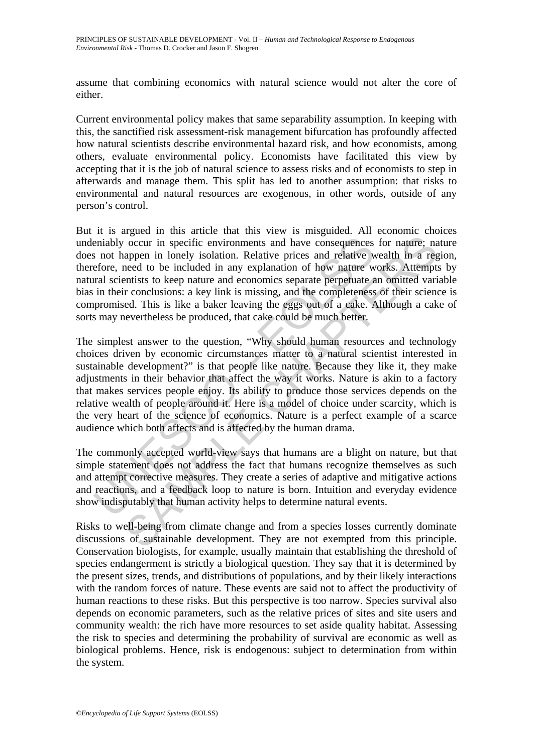assume that combining economics with natural science would not alter the core of either.

Current environmental policy makes that same separability assumption. In keeping with this, the sanctified risk assessment-risk management bifurcation has profoundly affected how natural scientists describe environmental hazard risk, and how economists, among others, evaluate environmental policy. Economists have facilitated this view by accepting that it is the job of natural science to assess risks and of economists to step in afterwards and manage them. This split has led to another assumption: that risks to environmental and natural resources are exogenous, in other words, outside of any person's control.

But it is argued in this article that this view is misguided. All economic choices undeniably occur in specific environments and have consequences for nature; nature does not happen in lonely isolation. Relative prices and relative wealth in a region, therefore, need to be included in any explanation of how nature works. Attempts by natural scientists to keep nature and economics separate perpetuate an omitted variable bias in their conclusions: a key link is missing, and the completeness of their science is compromised. This is like a baker leaving the eggs out of a cake. Although a cake of sorts may nevertheless be produced, that cake could be much better.

The simplest answer to the question, "Why should human resources and technology choices driven by economic circumstances matter to a natural scientist interested in sustainable development?" is that people like nature. Because they like it, they make adjustments in their behavior that affect the way it works. Nature is akin to a factory that makes services people enjoy. Its ability to produce those services depends on the relative wealth of people around it. Here is a model of choice under scarcity, which is the very heart of the science of economics. Nature is a perfect example of a scarce audience which both affects and is affected by the human drama.

The commonly accepted world-view says that humans are a blight on nature, but that simple statement does not address the fact that humans recognize themselves as such and attempt corrective measures. They create a series of adaptive and mitigative actions and reactions, and a feedback loop to nature is born. Intuition and everyday evidence show indisputably that human activity helps to determine natural events.

Risks to well-being from climate change and from a species losses currently dominate discussions of sustainable development. They are not exempted from this principle. Conservation biologists, for example, usually maintain that establishing the threshold of species endangerment is strictly a biological question. They say that it is determined by the present sizes, trends, and distributions of populations, and by their likely interactions with the random forces of nature. These events are said not to affect the productivity of human reactions to these risks. But this perspective is too narrow. Species survival also depends on economic parameters, such as the relative prices of sites and site users and community wealth: the rich have more resources to set aside quality habitat. Assessing the risk to species and determining the probability of survival are economic as well as biological problems. Hence, risk is endogenous: subject to determination from within the system.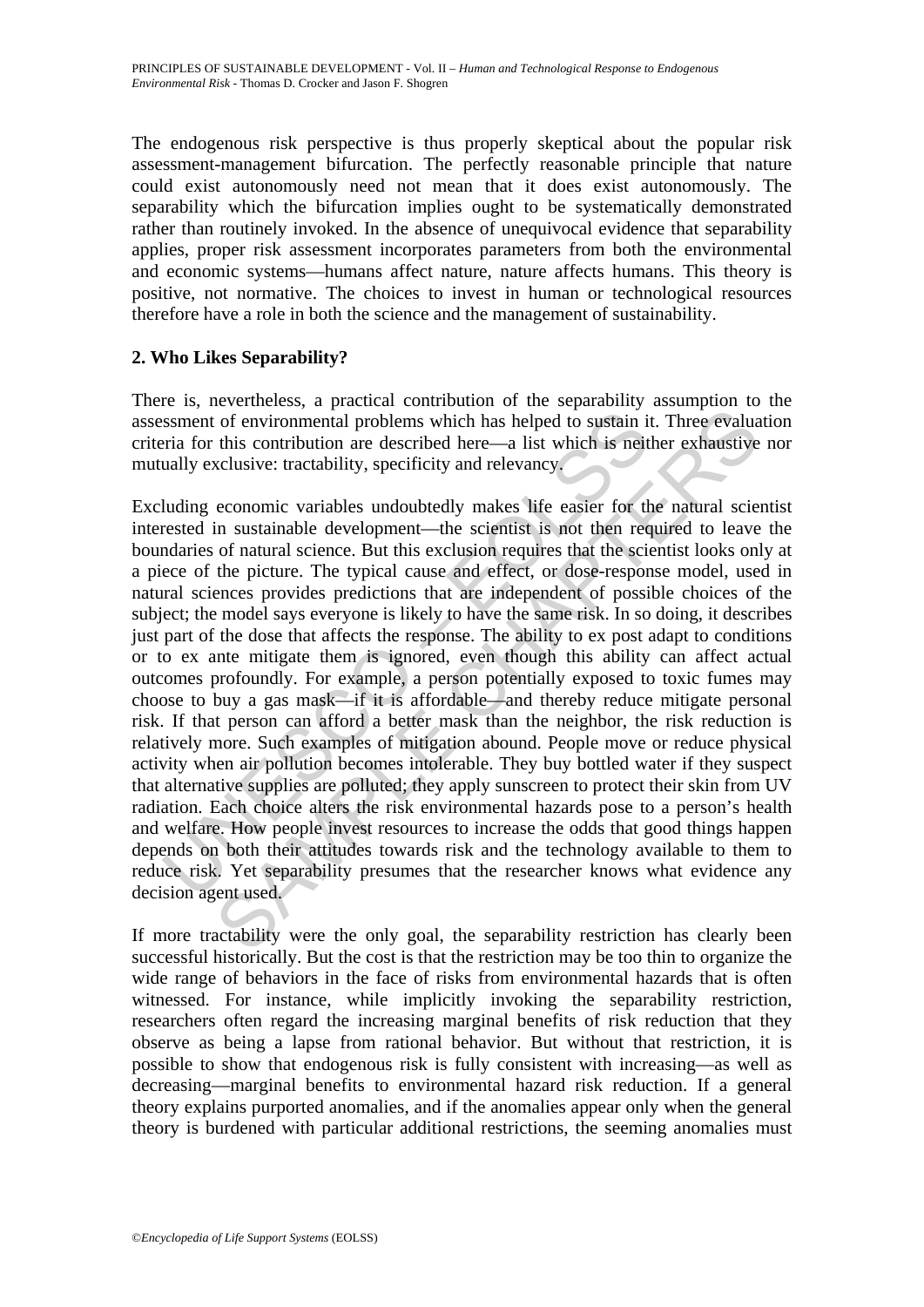The endogenous risk perspective is thus properly skeptical about the popular risk assessment-management bifurcation. The perfectly reasonable principle that nature could exist autonomously need not mean that it does exist autonomously. The separability which the bifurcation implies ought to be systematically demonstrated rather than routinely invoked. In the absence of unequivocal evidence that separability applies, proper risk assessment incorporates parameters from both the environmental and economic systems—humans affect nature, nature affects humans. This theory is positive, not normative. The choices to invest in human or technological resources therefore have a role in both the science and the management of sustainability.

## 2. Who Likes Separability?

There is, nevertheless, a practical contribution of the separability assumption to the assessment of environmental problems which has helped to sustain it. Three evaluation criteria for this contribution are described here—a list which is neither exhaustive nor mutually exclusive: tractability, specificity and relevancy.

Excluding economic variables undoubtedly makes life easier for the natural scientist interested in sustainable development—the scientist is not then required to leave the boundaries of natural science. But this exclusion requires that the scientist looks only at a piece of the picture. The typical cause and effect, or dose-response model, used in natural sciences provides predictions that are independent of possible choices of the subject; the model says everyone is likely to have the same risk. In so doing, it describes just part of the dose that affects the response. The ability to ex post adapt to conditions or to ex ante mitigate them is ignored, even though this ability can affect actual outcomes profoundly. For example, a person potentially exposed to toxic fumes may choose to buy a gas mask—if it is affordable—and thereby reduce mitigate personal risk. If that person can afford a better mask than the neighbor, the risk reduction is relatively more. Such examples of mitigation abound. People move or reduce physical activity when air pollution becomes intolerable. They buy bottled water if they suspect that alternative supplies are polluted; they apply sunscreen to protect their skin from UV radiation. Each choice alters the risk environmental hazards pose to a person's health and welfare. How people invest resources to increase the odds that good things happen depends on both their attitudes towards risk and the technology available to them to reduce risk. Yet separability presumes that the researcher knows what evidence any decision agent used.

If more tractability were the only goal, the separability restriction has clearly been successful historically. But the cost is that the restriction may be too thin to organize the wide range of behaviors in the face of risks from environmental hazards that is often witnessed. For instance, while implicitly invoking the separability restriction, researchers often regard the increasing marginal benefits of risk reduction that they observe as being a lapse from rational behavior. But without that restriction, it is possible to show that endogenous risk is fully consistent with increasing—as well as decreasing—marginal benefits to environmental hazard risk reduction. If a general theory explains purported anomalies, and if the anomalies appear only when the general theory is burdened with particular additional restrictions, the seeming anomalies must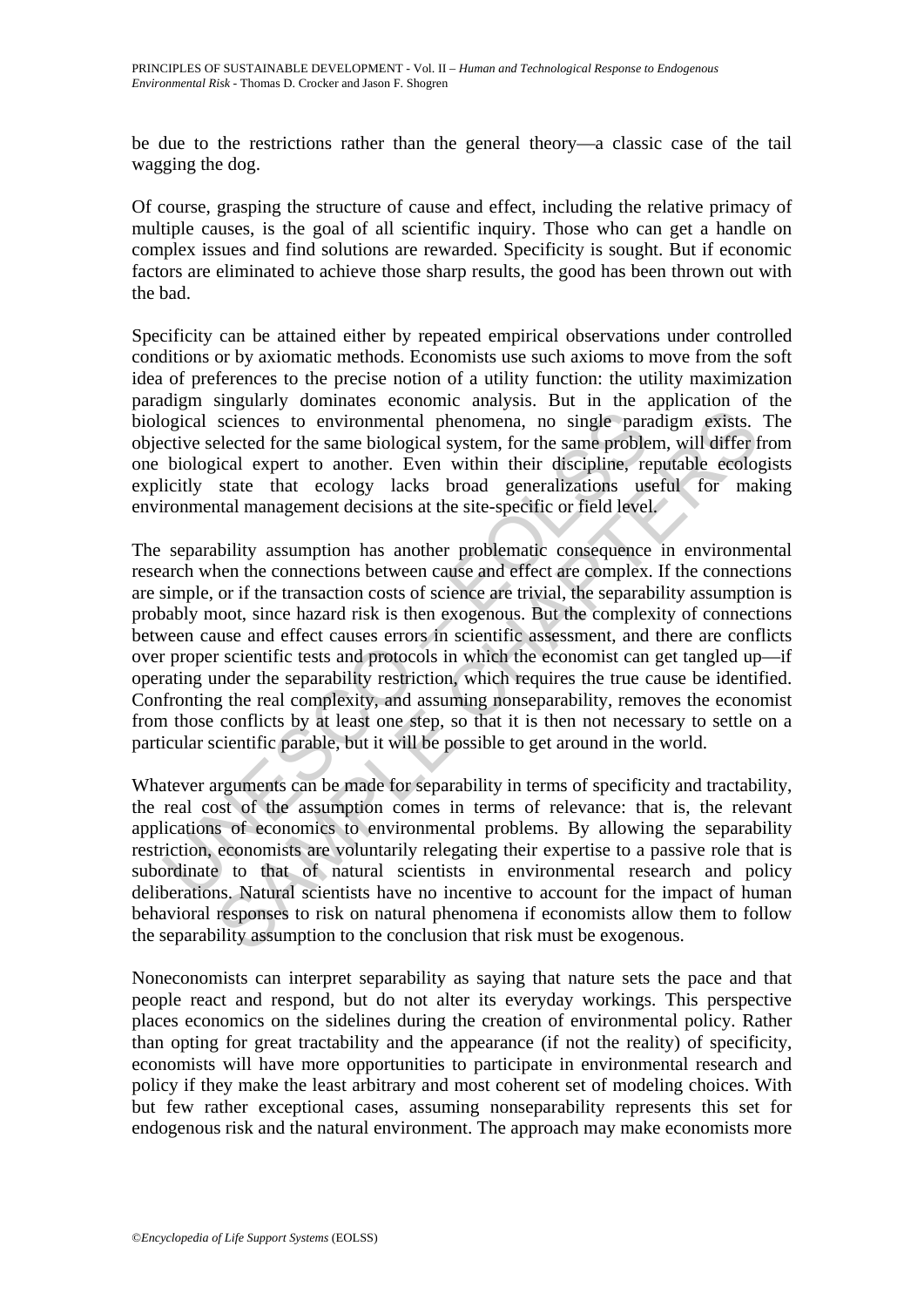be due to the restrictions rather than the general theory—a classic case of the tail wagging the dog.

Of course, grasping the structure of cause and effect, including the relative primacy of multiple causes, is the goal of all scientific inquiry. Those who can get a handle on complex issues and find solutions are rewarded. Specificity is sought. But if economic factors are eliminated to achieve those sharp results, the good has been thrown out with the bad.

Specificity can be attained either by repeated empirical observations under controlled conditions or by axiomatic methods. Economists use such axioms to move from the soft idea of preferences to the precise notion of a utility function: the utility maximization paradigm singularly dominates economic analysis. But in the application of the biological sciences to environmental phenomena, no single paradigm exists. The objective selected for the same biological system, for the same problem, will differ from one biological expert to another. Even within their discipline, reputable ecologists explicitly state that ecology lacks broad generalizations useful for making environmental management decisions at the site-specific or field level.

The separability assumption has another problematic consequence in environmental research when the connections between cause and effect are complex. If the connections are simple, or if the transaction costs of science are trivial, the separability assumption is probably moot, since hazard risk is then exogenous. But the complexity of connections between cause and effect causes errors in scientific assessment, and there are conflicts over proper scientific tests and protocols in which the economist can get tangled up—if operating under the separability restriction, which requires the true cause be identified. Confronting the real complexity, and assuming nonseparability, removes the economist from those conflicts by at least one step, so that it is then not necessary to settle on a particular scientific parable, but it will be possible to get around in the world.

Whatever arguments can be made for separability in terms of specificity and tractability, the real cost of the assumption comes in terms of relevance: that is, the relevant applications of economics to environmental problems. By allowing the separability restriction, economists are voluntarily relegating their expertise to a passive role that is subordinate to that of natural scientists in environmental research and policy deliberations. Natural scientists have no incentive to account for the impact of human behavioral responses to risk on natural phenomena if economists allow them to follow the separability assumption to the conclusion that risk must be exogenous.

Noneconomists can interpret separability as saying that nature sets the pace and that people react and respond, but do not alter its everyday workings. This perspective places economics on the sidelines during the creation of environmental policy. Rather than opting for great tractability and the appearance (if not the reality) of specificity, economists will have more opportunities to participate in environmental research and policy if they make the least arbitrary and most coherent set of modeling choices. With but few rather exceptional cases, assuming nonseparability represents this set for endogenous risk and the natural environment. The approach may make economists more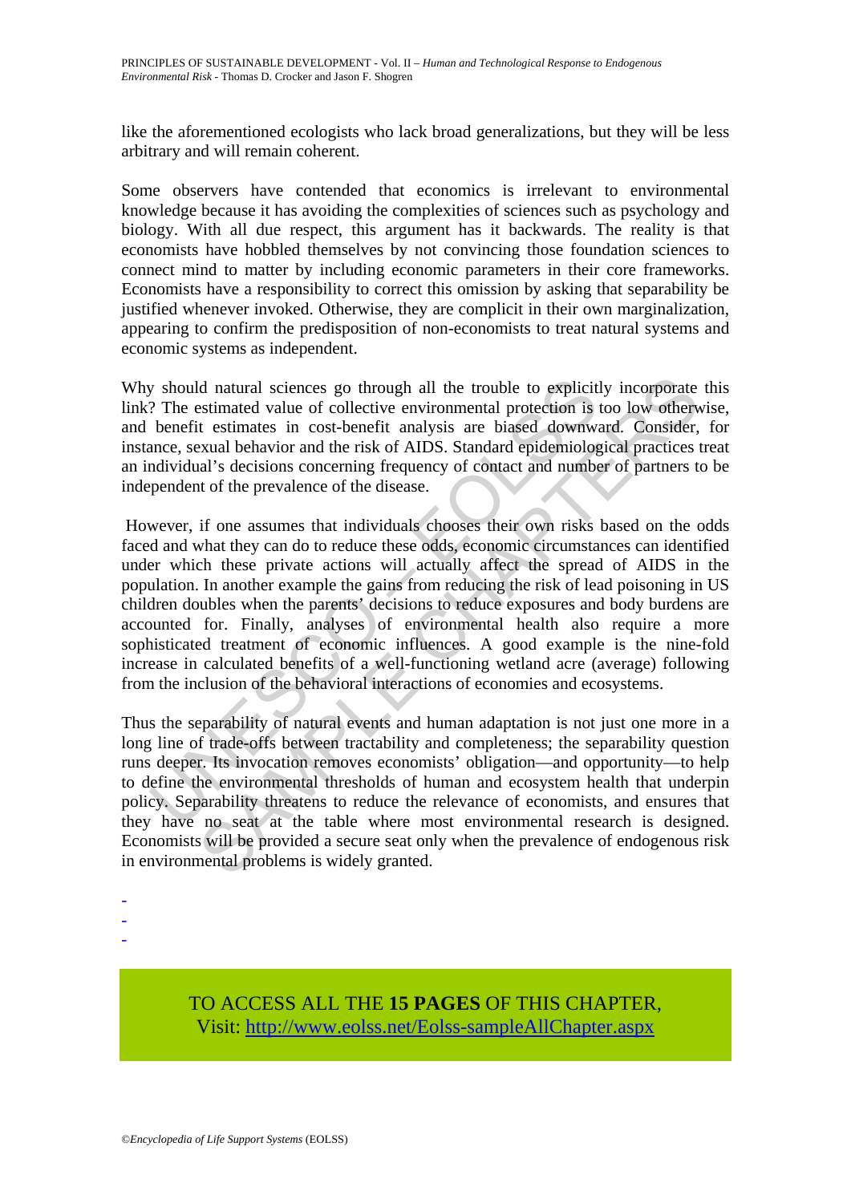like the aforementioned ecologists who lack broad generalizations, but they will be less arbitrary and will remain coherent.

Some observers have contended that economics is irrelevant to environmental knowledge because it has avoiding the complexities of sciences such as psychology and biology. With all due respect, this argument has it backwards. The reality is that economists have hobbled themselves by not convincing those foundation sciences to connect mind to matter by including economic parameters in their core frameworks. Economists have a responsibility to correct this omission by asking that separability be justified whenever invoked. Otherwise, they are complicit in their own marginalization, appearing to confirm the predisposition of non-economists to treat natural systems and economic systems as independent.

Why should natural sciences go through all the trouble to explicitly incorporate this link? The estimated value of collective environmental protection is too low otherwise, and benefit estimates in cost-benefit analysis are biased downward. Consider, for instance, sexual behavior and the risk of AIDS. Standard epidemiological practices treat an individual's decisions concerning frequency of contact and number of partners to be independent of the prevalence of the disease.

However, if one assumes that individuals chooses their own risks based on the odds faced and what they can do to reduce these odds, economic circumstances can identified under which these private actions will actually affect the spread of AIDS in the population. In another example the gains from reducing the risk of lead poisoning in US children doubles when the parents' decisions to reduce exposures and body burdens are accounted for. Finally, analyses of environmental health also require a more sophisticated treatment of economic influences. A good example is the nine-fold increase in calculated benefits of a well-functioning wetland acre (average) following from the inclusion of the behavioral interactions of economies and ecosystems.

Thus the separability of natural events and human adaptation is not just one more in a long line of trade-offs between tractability and completeness; the separability question runs deeper. Its invocation removes economists' obligation—and opportunity—to help to define the environmental thresholds of human and ecosystem health that underpin policy. Separability threatens to reduce the relevance of economists, and ensures that they have no seat at the table where most environmental research is designed. Economists will be provided a secure seat only when the prevalence of endogenous risk in environmental problems is widely granted.

-
-
-

TO ACCESS ALL THE **15 PAGES** OF THIS CHAPTER,
Visit: http://www.eolss.net/Eolss-sampleAllChapter.aspx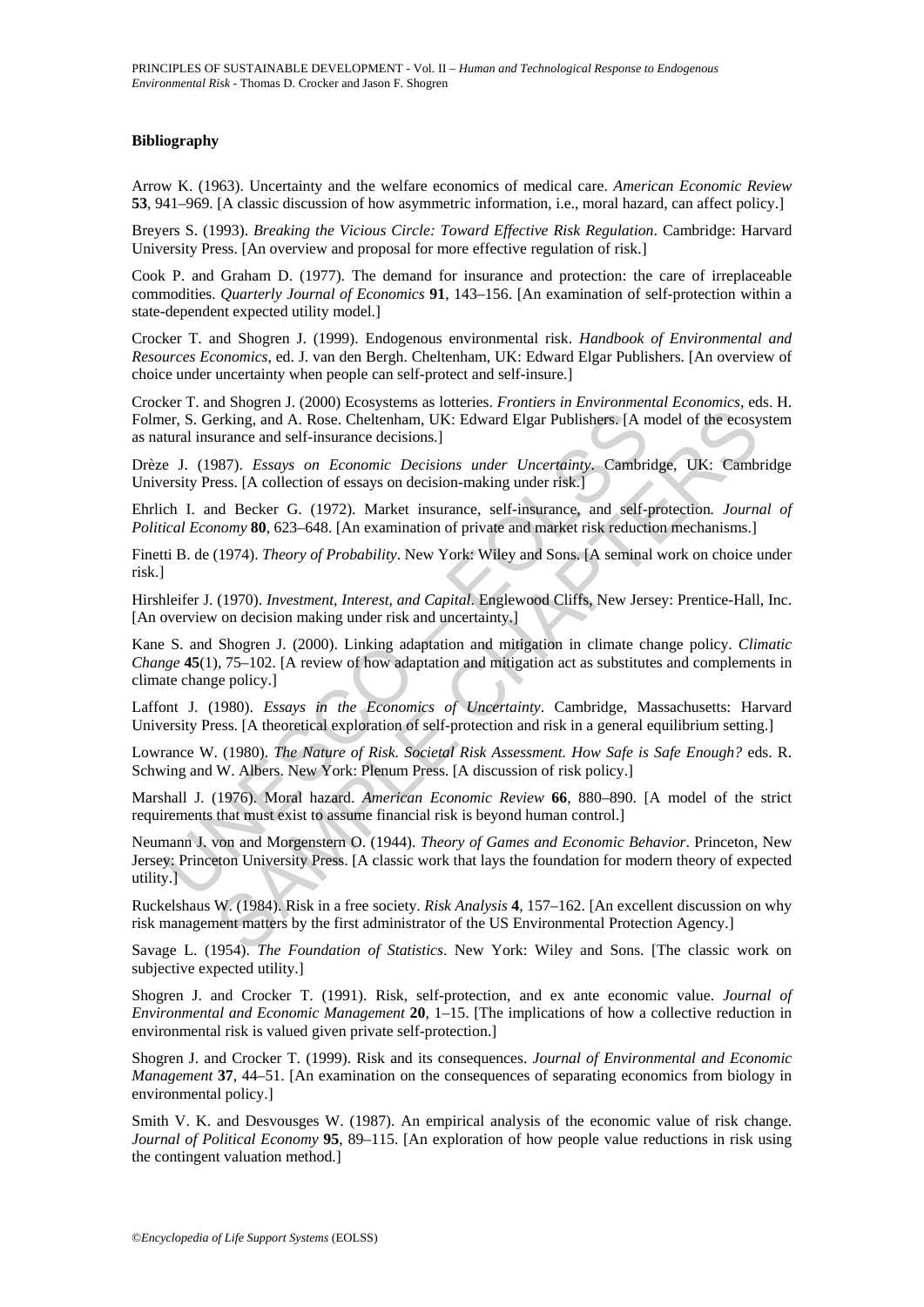### Bibliography

Arrow K. (1963). Uncertainty and the welfare economics of medical care. *American Economic Review* **53**, 941–969. [A classic discussion of how asymmetric information, i.e., moral hazard, can affect policy.]

Breyers S. (1993). *Breaking the Vicious Circle: Toward Effective Risk Regulation*. Cambridge: Harvard University Press. [An overview and proposal for more effective regulation of risk.]

Cook P. and Graham D. (1977). The demand for insurance and protection: the care of irreplaceable commodities. *Quarterly Journal of Economics* **91**, 143–156. [An examination of self-protection within a state-dependent expected utility model.]

Crocker T. and Shogren J. (1999). Endogenous environmental risk. *Handbook of Environmental and Resources Economics*, ed. J. van den Bergh. Cheltenham, UK: Edward Elgar Publishers. [An overview of choice under uncertainty when people can self-protect and self-insure.]

Crocker T. and Shogren J. (2000) Ecosystems as lotteries. *Frontiers in Environmental Economics*, eds. H. Folmer, S. Gerking, and A. Rose. Cheltenham, UK: Edward Elgar Publishers. [A model of the ecosystem as natural insurance and self-insurance decisions.]

Drèze J. (1987). *Essays on Economic Decisions under Uncertainty*. Cambridge, UK: Cambridge University Press. [A collection of essays on decision-making under risk.]

Ehrlich I. and Becker G. (1972). Market insurance, self-insurance, and self-protection. *Journal of Political Economy* **80**, 623–648. [An examination of private and market risk reduction mechanisms.]

Finetti B. de (1974). *Theory of Probability*. New York: Wiley and Sons. [A seminal work on choice under risk.]

Hirshleifer J. (1970). *Investment, Interest, and Capital*. Englewood Cliffs, New Jersey: Prentice-Hall, Inc. [An overview on decision making under risk and uncertainty.]

Kane S. and Shogren J. (2000). Linking adaptation and mitigation in climate change policy. *Climatic Change* **45**(1), 75–102. [A review of how adaptation and mitigation act as substitutes and complements in climate change policy.]

Laffont J. (1980). *Essays in the Economics of Uncertainty*. Cambridge, Massachusetts: Harvard University Press. [A theoretical exploration of self-protection and risk in a general equilibrium setting.]

Lowrance W. (1980). *The Nature of Risk. Societal Risk Assessment. How Safe is Safe Enough?* eds. R. Schwing and W. Albers. New York: Plenum Press. [A discussion of risk policy.]

Marshall J. (1976). Moral hazard. *American Economic Review* **66**, 880–890. [A model of the strict requirements that must exist to assume financial risk is beyond human control.]

Neumann J. von and Morgenstern O. (1944). *Theory of Games and Economic Behavior*. Princeton, New Jersey: Princeton University Press. [A classic work that lays the foundation for modern theory of expected utility.]

Ruckelshaus W. (1984). Risk in a free society. *Risk Analysis* **4**, 157–162. [An excellent discussion on why risk management matters by the first administrator of the US Environmental Protection Agency.]

Savage L. (1954). *The Foundation of Statistics*. New York: Wiley and Sons. [The classic work on subjective expected utility.]

Shogren J. and Crocker T. (1991). Risk, self-protection, and ex ante economic value. *Journal of Environmental and Economic Management* **20**, 1–15. [The implications of how a collective reduction in environmental risk is valued given private self-protection.]

Shogren J. and Crocker T. (1999). Risk and its consequences. *Journal of Environmental and Economic Management* **37**, 44–51. [An examination on the consequences of separating economics from biology in environmental policy.]

Smith V. K. and Desvousges W. (1987). An empirical analysis of the economic value of risk change. *Journal of Political Economy* **95**, 89–115. [An exploration of how people value reductions in risk using the contingent valuation method.]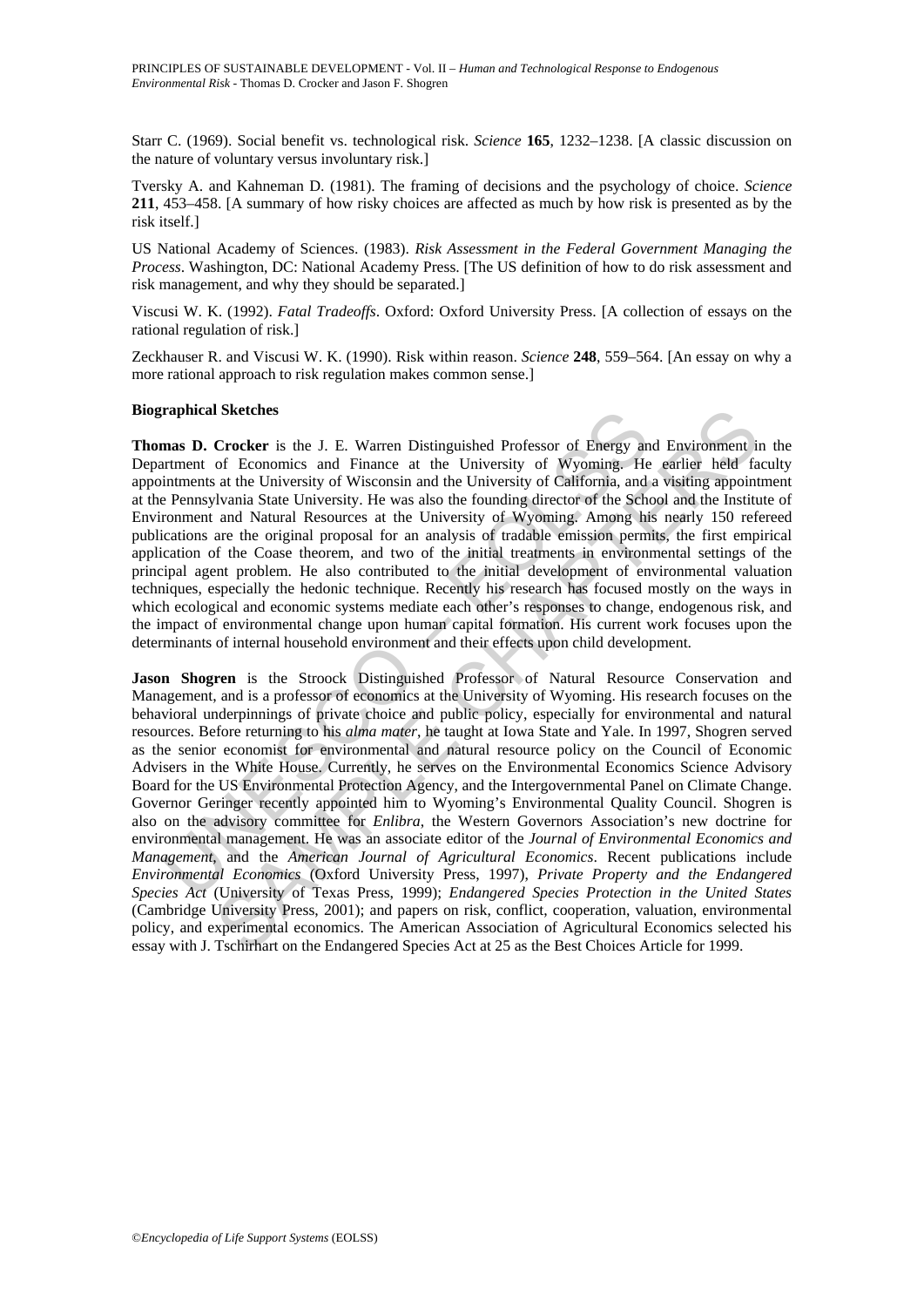Starr C. (1969). Social benefit vs. technological risk. *Science* **165**, 1232–1238. [A classic discussion on the nature of voluntary versus involuntary risk.]

Tversky A. and Kahneman D. (1981). The framing of decisions and the psychology of choice. *Science* **211**, 453–458. [A summary of how risky choices are affected as much by how risk is presented as by the risk itself.]

US National Academy of Sciences. (1983). *Risk Assessment in the Federal Government Managing the Process*. Washington, DC: National Academy Press. [The US definition of how to do risk assessment and risk management, and why they should be separated.]

Viscusi W. K. (1992). *Fatal Tradeoffs*. Oxford: Oxford University Press. [A collection of essays on the rational regulation of risk.]

Zeckhauser R. and Viscusi W. K. (1990). Risk within reason. *Science* **248**, 559–564. [An essay on why a more rational approach to risk regulation makes common sense.]

**Biographical Sketches**

**Thomas D. Crocker** is the J. E. Warren Distinguished Professor of Energy and Environment in the Department of Economics and Finance at the University of Wyoming. He earlier held faculty appointments at the University of Wisconsin and the University of California, and a visiting appointment at the Pennsylvania State University. He was also the founding director of the School and the Institute of Environment and Natural Resources at the University of Wyoming. Among his nearly 150 refereed publications are the original proposal for an analysis of tradable emission permits, the first empirical application of the Coase theorem, and two of the initial treatments in environmental settings of the principal agent problem. He also contributed to the initial development of environmental valuation techniques, especially the hedonic technique. Recently his research has focused mostly on the ways in which ecological and economic systems mediate each other's responses to change, endogenous risk, and the impact of environmental change upon human capital formation. His current work focuses upon the determinants of internal household environment and their effects upon child development.

**Jason Shogren** is the Stroock Distinguished Professor of Natural Resource Conservation and Management, and is a professor of economics at the University of Wyoming. His research focuses on the behavioral underpinnings of private choice and public policy, especially for environmental and natural resources. Before returning to his *alma mater*, he taught at Iowa State and Yale. In 1997, Shogren served as the senior economist for environmental and natural resource policy on the Council of Economic Advisers in the White House. Currently, he serves on the Environmental Economics Science Advisory Board for the US Environmental Protection Agency, and the Intergovernmental Panel on Climate Change. Governor Geringer recently appointed him to Wyoming's Environmental Quality Council. Shogren is also on the advisory committee for *Enlibra*, the Western Governors Association's new doctrine for environmental management. He was an associate editor of the *Journal of Environmental Economics and Management*, and the *American Journal of Agricultural Economics*. Recent publications include *Environmental Economics* (Oxford University Press, 1997), *Private Property and the Endangered Species Act* (University of Texas Press, 1999); *Endangered Species Protection in the United States* (Cambridge University Press, 2001); and papers on risk, conflict, cooperation, valuation, environmental policy, and experimental economics. The American Association of Agricultural Economics selected his essay with J. Tschirhart on the Endangered Species Act at 25 as the Best Choices Article for 1999.